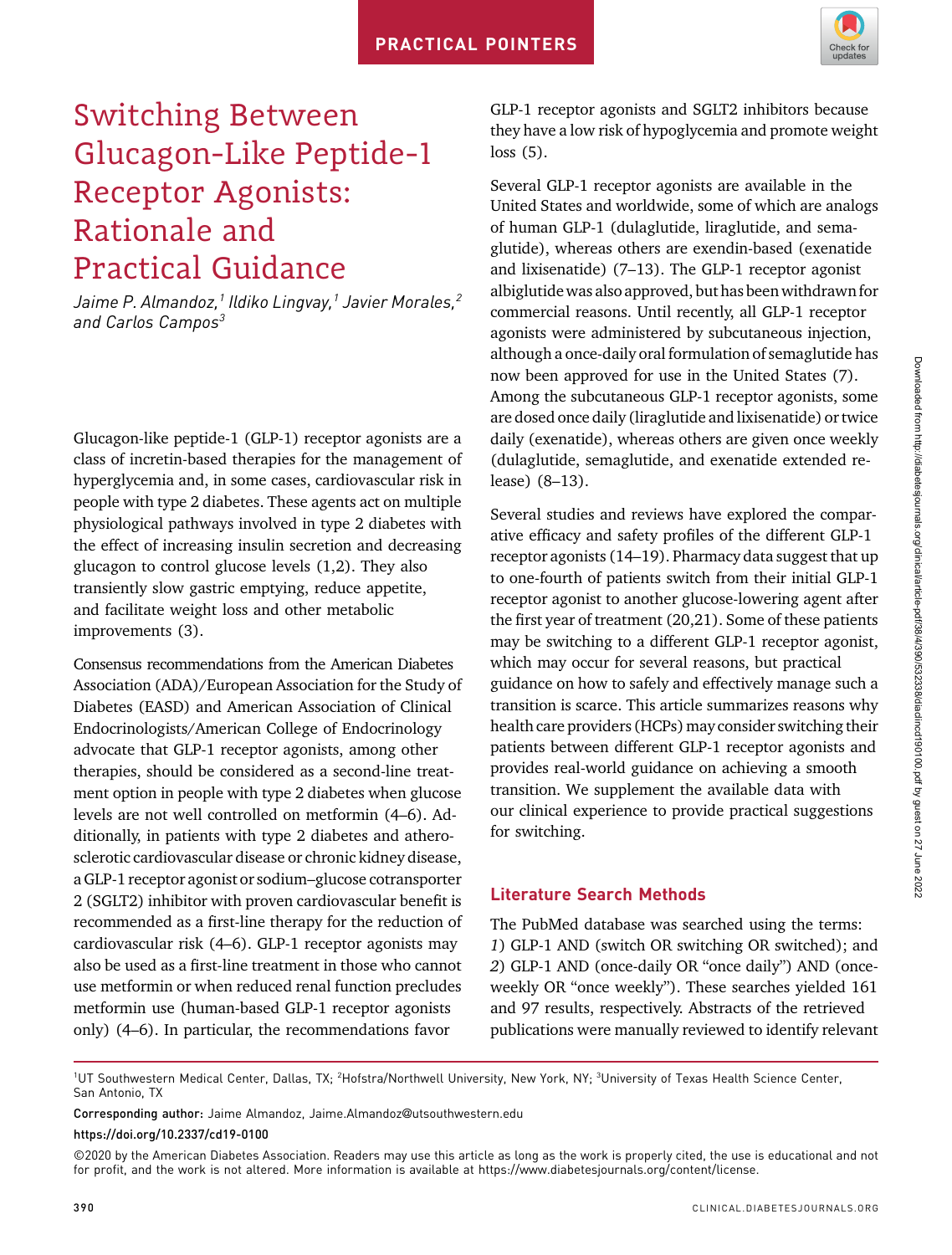PRACTICAL POINTERS

# Switching Between Glucagon-Like Peptide-1 Receptor Agonists: Rationale and Practical Guidance

*Jaime P. Almandoz,[1] Ildiko Lingvay,[1] Javier Morales,[2] and Carlos Campos[3]*

Glucagon-like peptide-1 (GLP-1) receptor agonists are a class of incretin-based therapies for the management of hyperglycemia and, in some cases, cardiovascular risk in people with type 2 diabetes. These agents act on multiple physiological pathways involved in type 2 diabetes with the effect of increasing insulin secretion and decreasing glucagon to control glucose levels (1,2). They also transiently slow gastric emptying, reduce appetite, and facilitate weight loss and other metabolic improvements (3).

Consensus recommendations from the American Diabetes Association (ADA)/European Association for the Study of Diabetes (EASD) and American Association of Clinical Endocrinologists/American College of Endocrinology advocate that GLP-1 receptor agonists, among other therapies, should be considered as a second-line treatment option in people with type 2 diabetes when glucose levels are not well controlled on metformin (4–6). Additionally, in patients with type 2 diabetes and atherosclerotic cardiovascular disease or chronic kidney disease, a GLP-1 receptor agonist or sodium–glucose cotransporter 2 (SGLT2) inhibitor with proven cardiovascular benefit is recommended as a first-line therapy for the reduction of cardiovascular risk (4–6). GLP-1 receptor agonists may also be used as a first-line treatment in those who cannot use metformin or when reduced renal function precludes metformin use (human-based GLP-1 receptor agonists only) (4–6). In particular, the recommendations favor GLP-1 receptor agonists and SGLT2 inhibitors because they have a low risk of hypoglycemia and promote weight loss (5).

Several GLP-1 receptor agonists are available in the United States and worldwide, some of which are analogs of human GLP-1 (dulaglutide, liraglutide, and semaglutide), whereas others are exendin-based (exenatide and lixisenatide) (7–13). The GLP-1 receptor agonist albiglutide was also approved, but has been withdrawn for commercial reasons. Until recently, all GLP-1 receptor agonists were administered by subcutaneous injection, although a once-daily oral formulation of semaglutide has now been approved for use in the United States (7). Among the subcutaneous GLP-1 receptor agonists, some are dosed once daily (liraglutide and lixisenatide) or twice daily (exenatide), whereas others are given once weekly (dulaglutide, semaglutide, and exenatide extended release) (8–13).

Several studies and reviews have explored the comparative efficacy and safety profiles of the different GLP-1 receptor agonists (14–19). Pharmacy data suggest that up to one-fourth of patients switch from their initial GLP-1 receptor agonist to another glucose-lowering agent after the first year of treatment (20,21). Some of these patients may be switching to a different GLP-1 receptor agonist, which may occur for several reasons, but practical guidance on how to safely and effectively manage such a transition is scarce. This article summarizes reasons why health care providers (HCPs) may consider switching their patients between different GLP-1 receptor agonists and provides real-world guidance on achieving a smooth transition. We supplement the available data with our clinical experience to provide practical suggestions for switching.

## Literature Search Methods

The PubMed database was searched using the terms: *1*) GLP-1 AND (switch OR switching OR switched); and *2*) GLP-1 AND (once-daily OR "once daily") AND (once-weekly OR "once weekly"). These searches yielded 161 and 97 results, respectively. Abstracts of the retrieved publications were manually reviewed to identify relevant

[1]UT Southwestern Medical Center, Dallas, TX; [2]Hofstra/Northwell University, New York, NY; [3]University of Texas Health Science Center, San Antonio, TX

**Corresponding author:** Jaime Almandoz, Jaime.Almandoz@utsouthwestern.edu

**https://doi.org/10.2337/cd19-0100**

©2020 by the American Diabetes Association. Readers may use this article as long as the work is properly cited, the use is educational and not for profit, and the work is not altered. More information is available at https://www.diabetesjournals.org/content/license.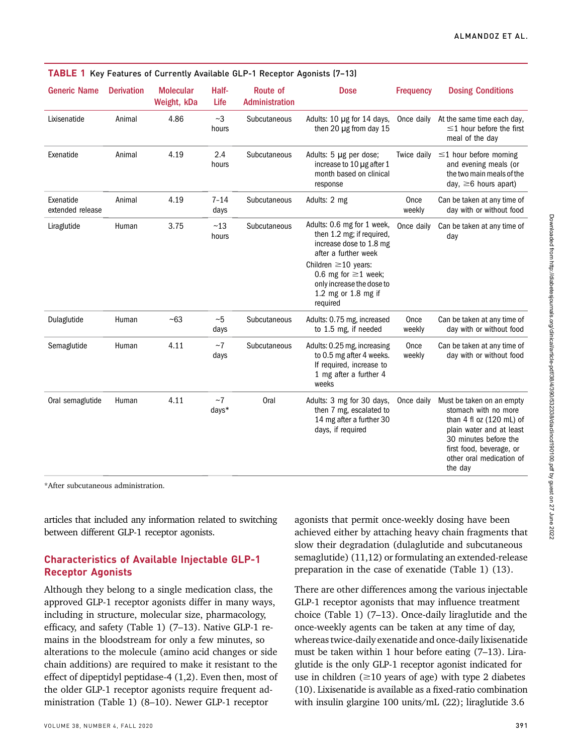**TABLE 1** Key Features of Currently Available GLP-1 Receptor Agonists (7–13)

| Generic Name | Derivation | Molecular Weight, kDa | Half-Life | Route of Administration | Dose | Frequency | Dosing Conditions |
|---|---|---|---|---|---|---|---|
| Lixisenatide | Animal | 4.86 | ~3 hours | Subcutaneous | Adults: 10 μg for 14 days, then 20 μg from day 15 | Once daily | At the same time each day, ≤1 hour before the first meal of the day |
| Exenatide | Animal | 4.19 | 2.4 hours | Subcutaneous | Adults: 5 μg per dose; increase to 10 μg after 1 month based on clinical response | Twice daily | ≤1 hour before morning and evening meals (or the two main meals of the day, ≥6 hours apart) |
| Exenatide extended release | Animal | 4.19 | 7–14 days | Subcutaneous | Adults: 2 mg | Once weekly | Can be taken at any time of day with or without food |
| Liraglutide | Human | 3.75 | ~13 hours | Subcutaneous | Adults: 0.6 mg for 1 week, then 1.2 mg; if required, increase dose to 1.8 mg after a further week<br>Children ≥10 years: 0.6 mg for ≥1 week; only increase the dose to 1.2 mg or 1.8 mg if required | Once daily | Can be taken at any time of day |
| Dulaglutide | Human | ~63 | ~5 days | Subcutaneous | Adults: 0.75 mg, increased to 1.5 mg, if needed | Once weekly | Can be taken at any time of day with or without food |
| Semaglutide | Human | 4.11 | ~7 days | Subcutaneous | Adults: 0.25 mg, increasing to 0.5 mg after 4 weeks. If required, increase to 1 mg after a further 4 weeks | Once weekly | Can be taken at any time of day with or without food |
| Oral semaglutide | Human | 4.11 | ~7 days* | Oral | Adults: 3 mg for 30 days, then 7 mg, escalated to 14 mg after a further 30 days, if required | Once daily | Must be taken on an empty stomach with no more than 4 fl oz (120 mL) of plain water and at least 30 minutes before the first food, beverage, or other oral medication of the day |

*After subcutaneous administration.

articles that included any information related to switching between different GLP-1 receptor agonists.

## Characteristics of Available Injectable GLP-1 Receptor Agonists

Although they belong to a single medication class, the approved GLP-1 receptor agonists differ in many ways, including in structure, molecular size, pharmacology, efficacy, and safety (Table 1) (7–13). Native GLP-1 remains in the bloodstream for only a few minutes, so alterations to the molecule (amino acid changes or side chain additions) are required to make it resistant to the effect of dipeptidyl peptidase-4 (1,2). Even then, most of the older GLP-1 receptor agonists require frequent administration (Table 1) (8–10). Newer GLP-1 receptor agonists that permit once-weekly dosing have been achieved either by attaching heavy chain fragments that slow their degradation (dulaglutide and subcutaneous semaglutide) (11,12) or formulating an extended-release preparation in the case of exenatide (Table 1) (13).

There are other differences among the various injectable GLP-1 receptor agonists that may influence treatment choice (Table 1) (7–13). Once-daily liraglutide and the once-weekly agents can be taken at any time of day, whereas twice-daily exenatide and once-daily lixisenatide must be taken within 1 hour before eating (7–13). Liraglutide is the only GLP-1 receptor agonist indicated for use in children (≥10 years of age) with type 2 diabetes (10). Lixisenatide is available as a fixed-ratio combination with insulin glargine 100 units/mL (22); liraglutide 3.6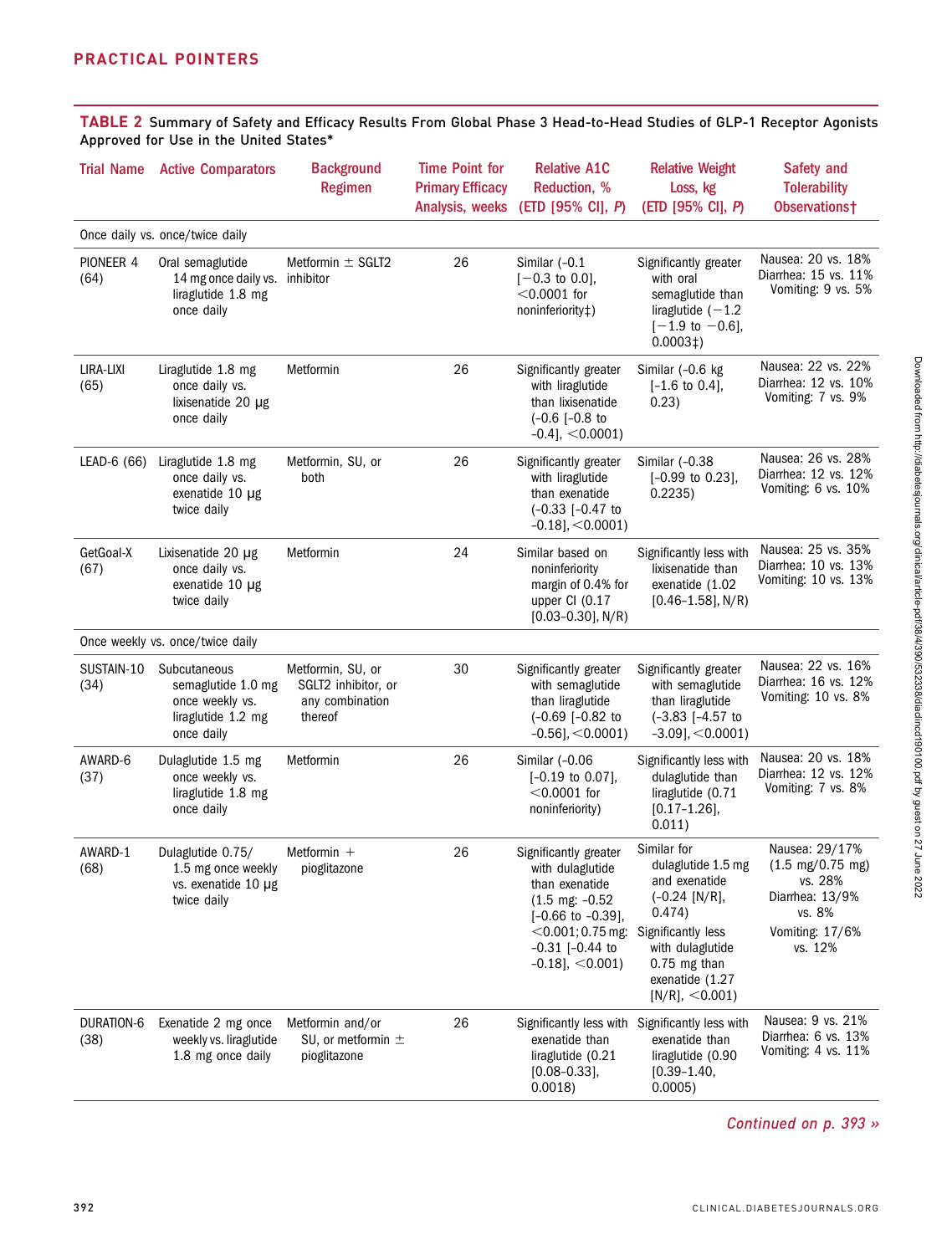**TABLE 2** Summary of Safety and Efficacy Results From Global Phase 3 Head-to-Head Studies of GLP-1 Receptor Agonists Approved for Use in the United States*

| Trial Name | Active Comparators | Background Regimen | Time Point for Primary Efficacy Analysis, weeks | Relative A1C Reduction, % (ETD [95% CI], *P*) | Relative Weight Loss, kg (ETD [95% CI], *P*) | Safety and Tolerability Observations† |
|---|---|---|---|---|---|---|
| *Once daily vs. once/twice daily* | | | | | | |
| PIONEER 4 (64) | Oral semaglutide 14 mg once daily vs. liraglutide 1.8 mg once daily | Metformin ± SGLT2 inhibitor | 26 | Similar (−0.1 [−0.3 to 0.0], <0.0001 for noninferiority‡) | Significantly greater with oral semaglutide than liraglutide (−1.2 [−1.9 to −0.6], 0.0003‡) | Nausea: 20 vs. 18% Diarrhea: 15 vs. 11% Vomiting: 9 vs. 5% |
| LIRA-LIXI (65) | Liraglutide 1.8 mg once daily vs. lixisenatide 20 μg once daily | Metformin | 26 | Significantly greater with liraglutide than lixisenatide (-0.6 [-0.8 to -0.4], <0.0001) | Similar (-0.6 kg [-1.6 to 0.4], 0.23) | Nausea: 22 vs. 22% Diarrhea: 12 vs. 10% Vomiting: 7 vs. 9% |
| LEAD-6 (66) | Liraglutide 1.8 mg once daily vs. exenatide 10 μg twice daily | Metformin, SU, or both | 26 | Significantly greater with liraglutide than exenatide (-0.33 [-0.47 to -0.18], <0.0001) | Similar (-0.38 [-0.99 to 0.23], 0.2235) | Nausea: 26 vs. 28% Diarrhea: 12 vs. 12% Vomiting: 6 vs. 10% |
| GetGoal-X (67) | Lixisenatide 20 μg once daily vs. exenatide 10 μg twice daily | Metformin | 24 | Similar based on noninferiority margin of 0.4% for upper CI (0.17 [0.03–0.30], N/R) | Significantly less with lixisenatide than exenatide (1.02 [0.46–1.58], N/R) | Nausea: 25 vs. 35% Diarrhea: 10 vs. 13% Vomiting: 10 vs. 13% |
| *Once weekly vs. once/twice daily* | | | | | | |
| SUSTAIN-10 (34) | Subcutaneous semaglutide 1.0 mg once weekly vs. liraglutide 1.2 mg once daily | Metformin, SU, or SGLT2 inhibitor, or any combination thereof | 30 | Significantly greater with semaglutide than liraglutide (-0.69 [-0.82 to -0.56], <0.0001) | Significantly greater with semaglutide than liraglutide (-3.83 [-4.57 to -3.09], <0.0001) | Nausea: 22 vs. 16% Diarrhea: 16 vs. 12% Vomiting: 10 vs. 8% |
| AWARD-6 (37) | Dulaglutide 1.5 mg once weekly vs. liraglutide 1.8 mg once daily | Metformin | 26 | Similar (-0.06 [-0.19 to 0.07], <0.0001 for noninferiority) | Significantly less with dulaglutide than liraglutide (0.71 [0.17–1.26], 0.011) | Nausea: 20 vs. 18% Diarrhea: 12 vs. 12% Vomiting: 7 vs. 8% |
| AWARD-1 (68) | Dulaglutide 0.75/1.5 mg once weekly vs. exenatide 10 μg twice daily | Metformin + pioglitazone | 26 | Significantly greater with dulaglutide than exenatide (1.5 mg: -0.52 [-0.66 to -0.39], <0.001; 0.75 mg: -0.31 [-0.44 to -0.18], <0.001) | Similar for dulaglutide 1.5 mg and exenatide (-0.24 [N/R], 0.474) Significantly less with dulaglutide 0.75 mg than exenatide (1.27 [N/R], <0.001) | Nausea: 29/17% (1.5 mg/0.75 mg) vs. 28% Diarrhea: 13/9% vs. 8% Vomiting: 17/6% vs. 12% |
| DURATION-6 (38) | Exenatide 2 mg once weekly vs. liraglutide 1.8 mg once daily | Metformin and/or SU, or metformin ± pioglitazone | 26 | Significantly less with exenatide than liraglutide (0.21 [0.08–0.33], 0.0018) | Significantly less with exenatide than liraglutide (0.90 [0.39–1.40], 0.0005) | Nausea: 9 vs. 21% Diarrhea: 6 vs. 13% Vomiting: 4 vs. 11% |

*Continued on p. 393 »*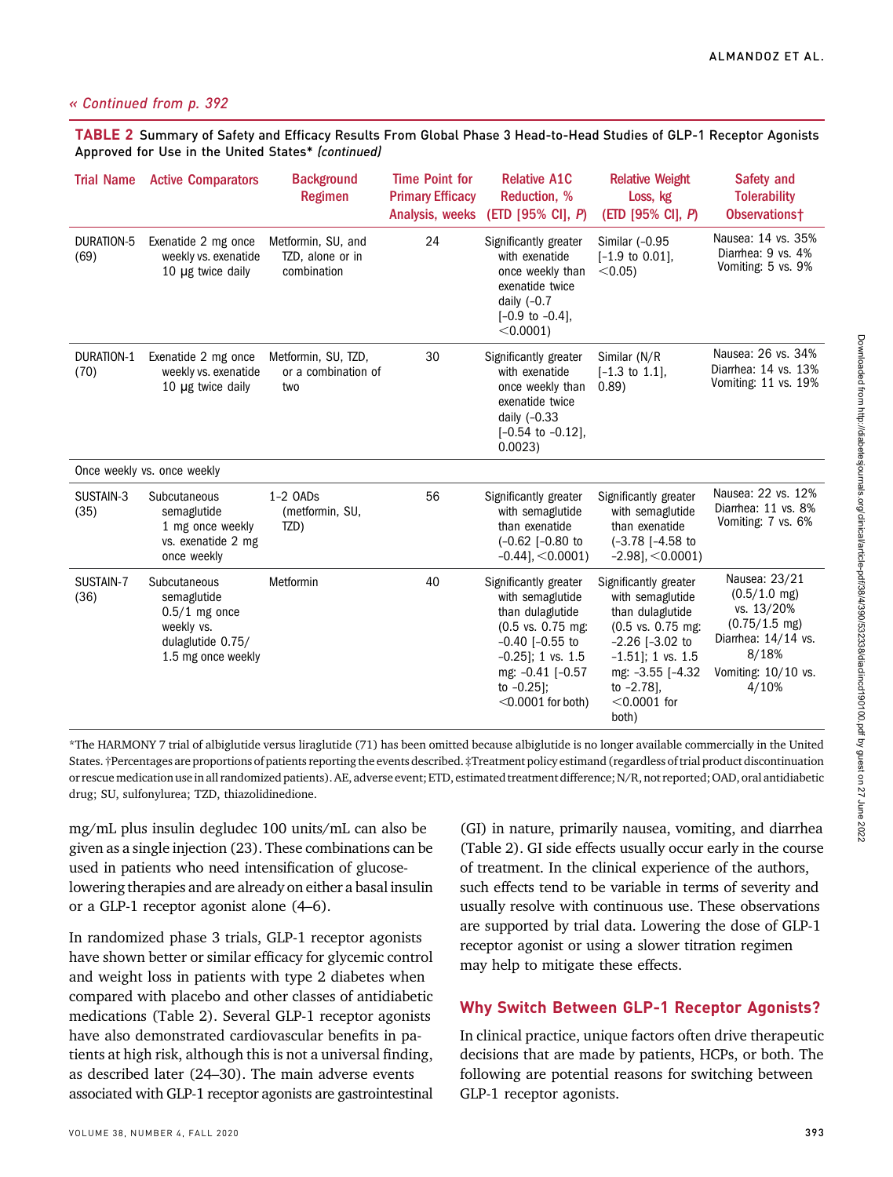*« Continued from p. 392*

**TABLE 2** Summary of Safety and Efficacy Results From Global Phase 3 Head-to-Head Studies of GLP-1 Receptor Agonists Approved for Use in the United States* *(continued)*

| Trial Name | Active Comparators | Background Regimen | Time Point for Primary Efficacy Analysis, weeks | Relative A1C Reduction, % (ETD [95% CI], *P*) | Relative Weight Loss, kg (ETD [95% CI], *P*) | Safety and Tolerability Observations† |
|---|---|---|---|---|---|---|
| DURATION-5 (69) | Exenatide 2 mg once weekly vs. exenatide 10 μg twice daily | Metformin, SU, and TZD, alone or in combination | 24 | Significantly greater with exenatide once weekly than exenatide twice daily (–0.7 [–0.9 to –0.4], <0.0001) | Similar (–0.95 [–1.9 to 0.01], <0.05) | Nausea: 14 vs. 35% Diarrhea: 9 vs. 4% Vomiting: 5 vs. 9% |
| DURATION-1 (70) | Exenatide 2 mg once weekly vs. exenatide 10 μg twice daily | Metformin, SU, TZD, or a combination of two | 30 | Significantly greater with exenatide once weekly than exenatide twice daily (–0.33 [–0.54 to –0.12], 0.0023) | Similar (N/R [–1.3 to 1.1], 0.89) | Nausea: 26 vs. 34% Diarrhea: 14 vs. 13% Vomiting: 11 vs. 19% |
| Once weekly vs. once weekly | | | | | | |
| SUSTAIN-3 (35) | Subcutaneous semaglutide 1 mg once weekly vs. exenatide 2 mg once weekly | 1–2 OADs (metformin, SU, TZD) | 56 | Significantly greater with semaglutide than exenatide (–0.62 [–0.80 to –0.44], <0.0001) | Significantly greater with semaglutide than exenatide (–3.78 [–4.58 to –2.98], <0.0001) | Nausea: 22 vs. 12% Diarrhea: 11 vs. 8% Vomiting: 7 vs. 6% |
| SUSTAIN-7 (36) | Subcutaneous semaglutide 0.5/1 mg once weekly vs. dulaglutide 0.75/1.5 mg once weekly | Metformin | 40 | Significantly greater with semaglutide than dulaglutide (0.5 vs. 0.75 mg: –0.40 [–0.55 to –0.25]; 1 vs. 1.5 mg: –0.41 [–0.57 to –0.25]; <0.0001 for both) | Significantly greater with semaglutide than dulaglutide (0.5 vs. 0.75 mg: –2.26 [–3.02 to –1.51]; 1 vs. 1.5 mg: –3.55 [–4.32 to –2.78], <0.0001 for both) | Nausea: 23/21 (0.5/1.0 mg) vs. 13/20% (0.75/1.5 mg) Diarrhea: 14/14 vs. 8/18% Vomiting: 10/10 vs. 4/10% |

*The HARMONY 7 trial of albiglutide versus liraglutide (71) has been omitted because albiglutide is no longer available commercially in the United States. †Percentages are proportions of patients reporting the events described. ‡Treatment policy estimand (regardless of trial product discontinuation or rescue medication use in all randomized patients). AE, adverse event; ETD, estimated treatment difference; N/R, not reported; OAD, oral antidiabetic drug; SU, sulfonylurea; TZD, thiazolidinedione.

mg/mL plus insulin degludec 100 units/mL can also be given as a single injection (23). These combinations can be used in patients who need intensification of glucose-lowering therapies and are already on either a basal insulin or a GLP-1 receptor agonist alone (4–6).

In randomized phase 3 trials, GLP-1 receptor agonists have shown better or similar efficacy for glycemic control and weight loss in patients with type 2 diabetes when compared with placebo and other classes of antidiabetic medications (Table 2). Several GLP-1 receptor agonists have also demonstrated cardiovascular benefits in patients at high risk, although this is not a universal finding, as described later (24–30). The main adverse events associated with GLP-1 receptor agonists are gastrointestinal (GI) in nature, primarily nausea, vomiting, and diarrhea (Table 2). GI side effects usually occur early in the course of treatment. In the clinical experience of the authors, such effects tend to be variable in terms of severity and usually resolve with continuous use. These observations are supported by trial data. Lowering the dose of GLP-1 receptor agonist or using a slower titration regimen may help to mitigate these effects.

## Why Switch Between GLP-1 Receptor Agonists?

In clinical practice, unique factors often drive therapeutic decisions that are made by patients, HCPs, or both. The following are potential reasons for switching between GLP-1 receptor agonists.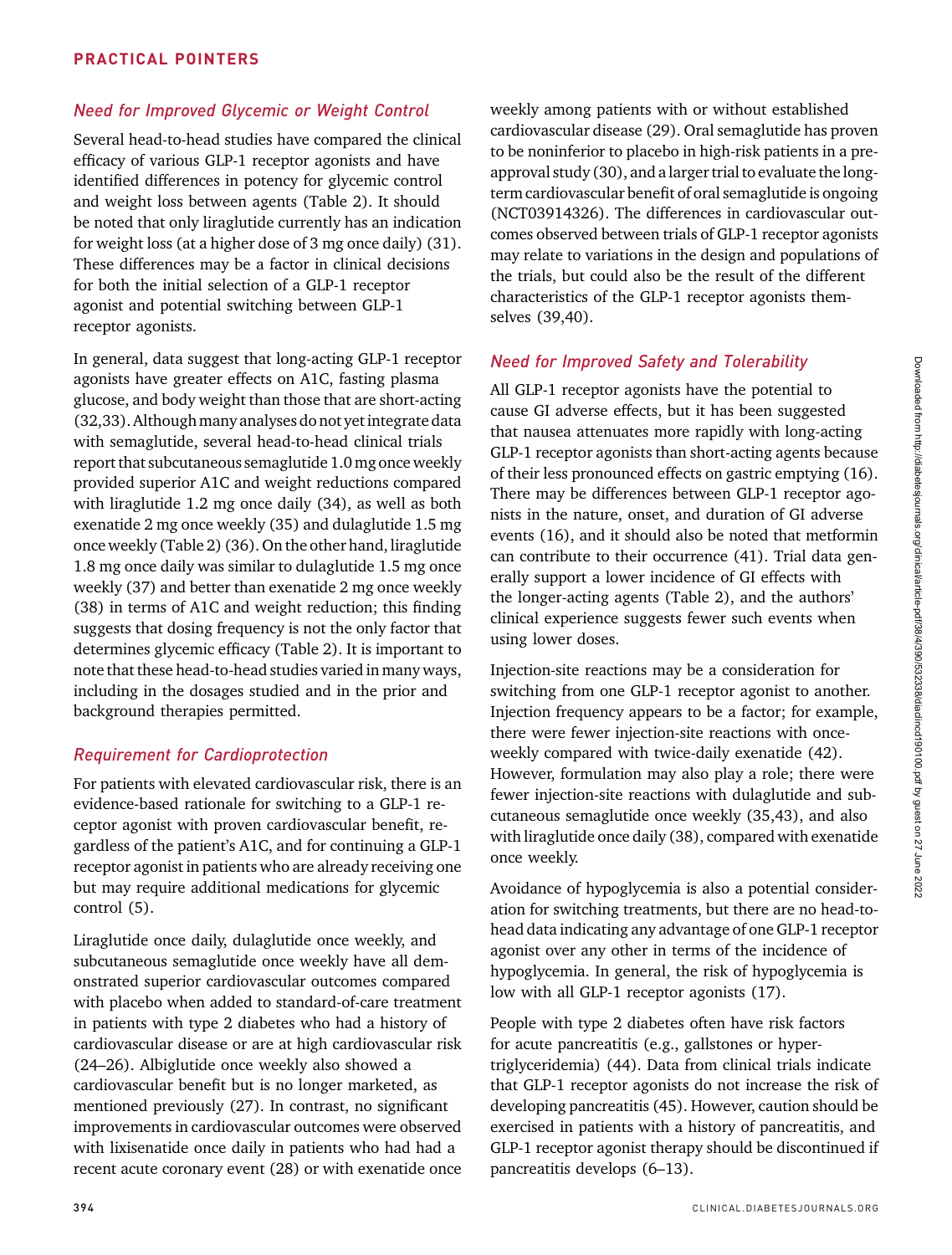### *Need for Improved Glycemic or Weight Control*

Several head-to-head studies have compared the clinical efficacy of various GLP-1 receptor agonists and have identified differences in potency for glycemic control and weight loss between agents (Table 2). It should be noted that only liraglutide currently has an indication for weight loss (at a higher dose of 3 mg once daily) (31). These differences may be a factor in clinical decisions for both the initial selection of a GLP-1 receptor agonist and potential switching between GLP-1 receptor agonists.

In general, data suggest that long-acting GLP-1 receptor agonists have greater effects on A1C, fasting plasma glucose, and body weight than those that are short-acting (32,33). Although many analyses do not yet integrate data with semaglutide, several head-to-head clinical trials report that subcutaneous semaglutide 1.0 mg once weekly provided superior A1C and weight reductions compared with liraglutide 1.2 mg once daily (34), as well as both exenatide 2 mg once weekly (35) and dulaglutide 1.5 mg once weekly (Table 2) (36). On the other hand, liraglutide 1.8 mg once daily was similar to dulaglutide 1.5 mg once weekly (37) and better than exenatide 2 mg once weekly (38) in terms of A1C and weight reduction; this finding suggests that dosing frequency is not the only factor that determines glycemic efficacy (Table 2). It is important to note that these head-to-head studies varied in many ways, including in the dosages studied and in the prior and background therapies permitted.

### *Requirement for Cardioprotection*

For patients with elevated cardiovascular risk, there is an evidence-based rationale for switching to a GLP-1 receptor agonist with proven cardiovascular benefit, regardless of the patient's A1C, and for continuing a GLP-1 receptor agonist in patients who are already receiving one but may require additional medications for glycemic control (5).

Liraglutide once daily, dulaglutide once weekly, and subcutaneous semaglutide once weekly have all demonstrated superior cardiovascular outcomes compared with placebo when added to standard-of-care treatment in patients with type 2 diabetes who had a history of cardiovascular disease or are at high cardiovascular risk (24–26). Albiglutide once weekly also showed a cardiovascular benefit but is no longer marketed, as mentioned previously (27). In contrast, no significant improvements in cardiovascular outcomes were observed with lixisenatide once daily in patients who had had a recent acute coronary event (28) or with exenatide once weekly among patients with or without established cardiovascular disease (29). Oral semaglutide has proven to be noninferior to placebo in high-risk patients in a pre-approval study (30), and a larger trial to evaluate the long-term cardiovascular benefit of oral semaglutide is ongoing (NCT03914326). The differences in cardiovascular outcomes observed between trials of GLP-1 receptor agonists may relate to variations in the design and populations of the trials, but could also be the result of the different characteristics of the GLP-1 receptor agonists themselves (39,40).

### *Need for Improved Safety and Tolerability*

All GLP-1 receptor agonists have the potential to cause GI adverse effects, but it has been suggested that nausea attenuates more rapidly with long-acting GLP-1 receptor agonists than short-acting agents because of their less pronounced effects on gastric emptying (16). There may be differences between GLP-1 receptor agonists in the nature, onset, and duration of GI adverse events (16), and it should also be noted that metformin can contribute to their occurrence (41). Trial data generally support a lower incidence of GI effects with the longer-acting agents (Table 2), and the authors' clinical experience suggests fewer such events when using lower doses.

Injection-site reactions may be a consideration for switching from one GLP-1 receptor agonist to another. Injection frequency appears to be a factor; for example, there were fewer injection-site reactions with once-weekly compared with twice-daily exenatide (42). However, formulation may also play a role; there were fewer injection-site reactions with dulaglutide and subcutaneous semaglutide once weekly (35,43), and also with liraglutide once daily (38), compared with exenatide once weekly.

Avoidance of hypoglycemia is also a potential consideration for switching treatments, but there are no head-to-head data indicating any advantage of one GLP-1 receptor agonist over any other in terms of the incidence of hypoglycemia. In general, the risk of hypoglycemia is low with all GLP-1 receptor agonists (17).

People with type 2 diabetes often have risk factors for acute pancreatitis (e.g., gallstones or hypertriglyceridemia) (44). Data from clinical trials indicate that GLP-1 receptor agonists do not increase the risk of developing pancreatitis (45). However, caution should be exercised in patients with a history of pancreatitis, and GLP-1 receptor agonist therapy should be discontinued if pancreatitis develops (6–13).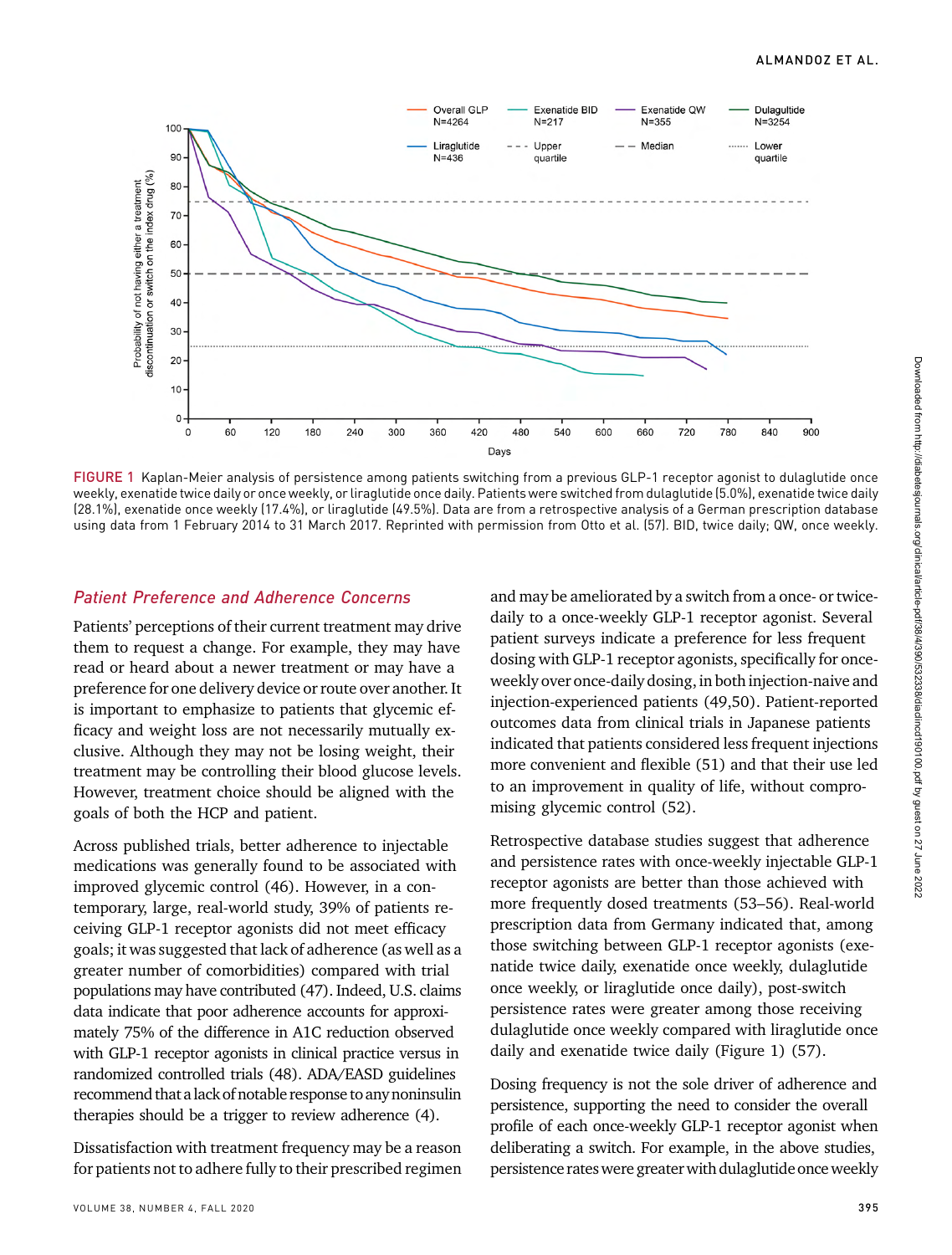FIGURE 1 Kaplan-Meier analysis of persistence among patients switching from a previous GLP-1 receptor agonist to dulaglutide once weekly, exenatide twice daily or once weekly, or liraglutide once daily. Patients were switched from dulaglutide (5.0%), exenatide twice daily (28.1%), exenatide once weekly (17.4%), or liraglutide (49.5%). Data are from a retrospective analysis of a German prescription database using data from 1 February 2014 to 31 March 2017. Reprinted with permission from Otto et al. (57). BID, twice daily; QW, once weekly.

### *Patient Preference and Adherence Concerns*

Patients' perceptions of their current treatment may drive them to request a change. For example, they may have read or heard about a newer treatment or may have a preference for one delivery device or route over another. It is important to emphasize to patients that glycemic efficacy and weight loss are not necessarily mutually exclusive. Although they may not be losing weight, their treatment may be controlling their blood glucose levels. However, treatment choice should be aligned with the goals of both the HCP and patient.

Across published trials, better adherence to injectable medications was generally found to be associated with improved glycemic control (46). However, in a contemporary, large, real-world study, 39% of patients receiving GLP-1 receptor agonists did not meet efficacy goals; it was suggested that lack of adherence (as well as a greater number of comorbidities) compared with trial populations may have contributed (47). Indeed, U.S. claims data indicate that poor adherence accounts for approximately 75% of the difference in A1C reduction observed with GLP-1 receptor agonists in clinical practice versus in randomized controlled trials (48). ADA/EASD guidelines recommend that a lack of notable response to any noninsulin therapies should be a trigger to review adherence (4).

Dissatisfaction with treatment frequency may be a reason for patients not to adhere fully to their prescribed regimen and may be ameliorated by a switch from a once- or twice-daily to a once-weekly GLP-1 receptor agonist. Several patient surveys indicate a preference for less frequent dosing with GLP-1 receptor agonists, specifically for once-weekly over once-daily dosing, in both injection-naive and injection-experienced patients (49,50). Patient-reported outcomes data from clinical trials in Japanese patients indicated that patients considered less frequent injections more convenient and flexible (51) and that their use led to an improvement in quality of life, without compromising glycemic control (52).

Retrospective database studies suggest that adherence and persistence rates with once-weekly injectable GLP-1 receptor agonists are better than those achieved with more frequently dosed treatments (53–56). Real-world prescription data from Germany indicated that, among those switching between GLP-1 receptor agonists (exenatide twice daily, exenatide once weekly, dulaglutide once weekly, or liraglutide once daily), post-switch persistence rates were greater among those receiving dulaglutide once weekly compared with liraglutide once daily and exenatide twice daily (Figure 1) (57).

Dosing frequency is not the sole driver of adherence and persistence, supporting the need to consider the overall profile of each once-weekly GLP-1 receptor agonist when deliberating a switch. For example, in the above studies, persistence rates were greater with dulaglutide once weekly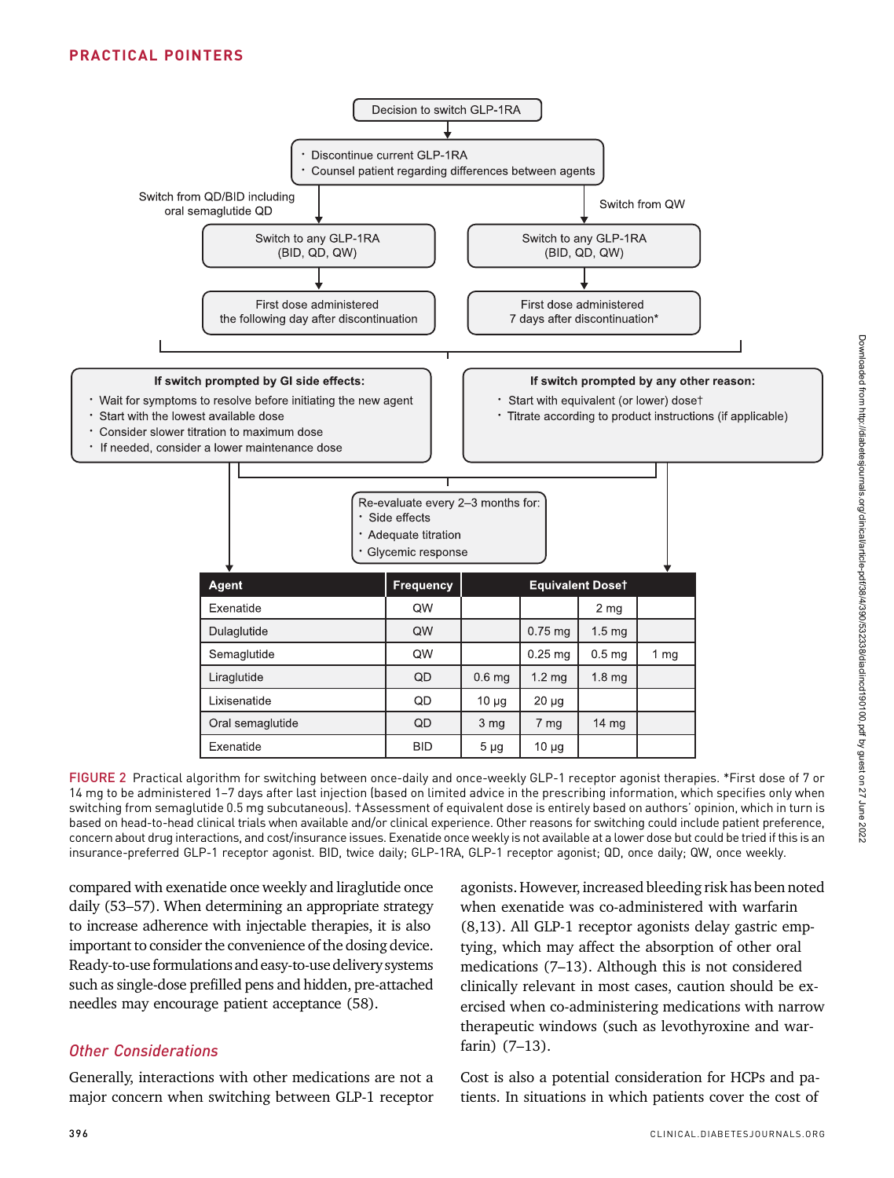**Decision to switch GLP-1RA**

- Discontinue current GLP-1RA
- Counsel patient regarding differences between agents

Switch from QD/BID including oral semaglutide QD → Switch to any GLP-1RA (BID, QD, QW) → First dose administered the following day after discontinuation

Switch from QW → Switch to any GLP-1RA (BID, QD, QW) → First dose administered 7 days after discontinuation*

**If switch prompted by GI side effects:**

- Wait for symptoms to resolve before initiating the new agent
- Start with the lowest available dose
- Consider slower titration to maximum dose
- If needed, consider a lower maintenance dose

**If switch prompted by any other reason:**

- Start with equivalent (or lower) dose†
- Titrate according to product instructions (if applicable)

Re-evaluate every 2–3 months for:

- Side effects
- Adequate titration
- Glycemic response

| Agent | Frequency | Equivalent Dose† | | | |
|---|---|---|---|---|---|
| Exenatide | QW | | | 2 mg | |
| Dulaglutide | QW | | 0.75 mg | 1.5 mg | |
| Semaglutide | QW | | 0.25 mg | 0.5 mg | 1 mg |
| Liraglutide | QD | 0.6 mg | 1.2 mg | 1.8 mg | |
| Lixisenatide | QD | 10 μg | 20 μg | | |
| Oral semaglutide | QD | 3 mg | 7 mg | 14 mg | |
| Exenatide | BID | 5 μg | 10 μg | | |

FIGURE 2 Practical algorithm for switching between once-daily and once-weekly GLP-1 receptor agonist therapies. *First dose of 7 or 14 mg to be administered 1–7 days after last injection (based on limited advice in the prescribing information, which specifies only when switching from semaglutide 0.5 mg subcutaneous). †Assessment of equivalent dose is entirely based on authors' opinion, which in turn is based on head-to-head clinical trials when available and/or clinical experience. Other reasons for switching could include patient preference, concern about drug interactions, and cost/insurance issues. Exenatide once weekly is not available at a lower dose but could be tried if this is an insurance-preferred GLP-1 receptor agonist. BID, twice daily; GLP-1RA, GLP-1 receptor agonist; QD, once daily; QW, once weekly.

compared with exenatide once weekly and liraglutide once daily (53–57). When determining an appropriate strategy to increase adherence with injectable therapies, it is also important to consider the convenience of the dosing device. Ready-to-use formulations and easy-to-use delivery systems such as single-dose prefilled pens and hidden, pre-attached needles may encourage patient acceptance (58).

## *Other Considerations*

Generally, interactions with other medications are not a major concern when switching between GLP-1 receptor agonists. However, increased bleeding risk has been noted when exenatide was co-administered with warfarin (8,13). All GLP-1 receptor agonists delay gastric emptying, which may affect the absorption of other oral medications (7–13). Although this is not considered clinically relevant in most cases, caution should be exercised when co-administering medications with narrow therapeutic windows (such as levothyroxine and warfarin) (7–13).

Cost is also a potential consideration for HCPs and patients. In situations in which patients cover the cost of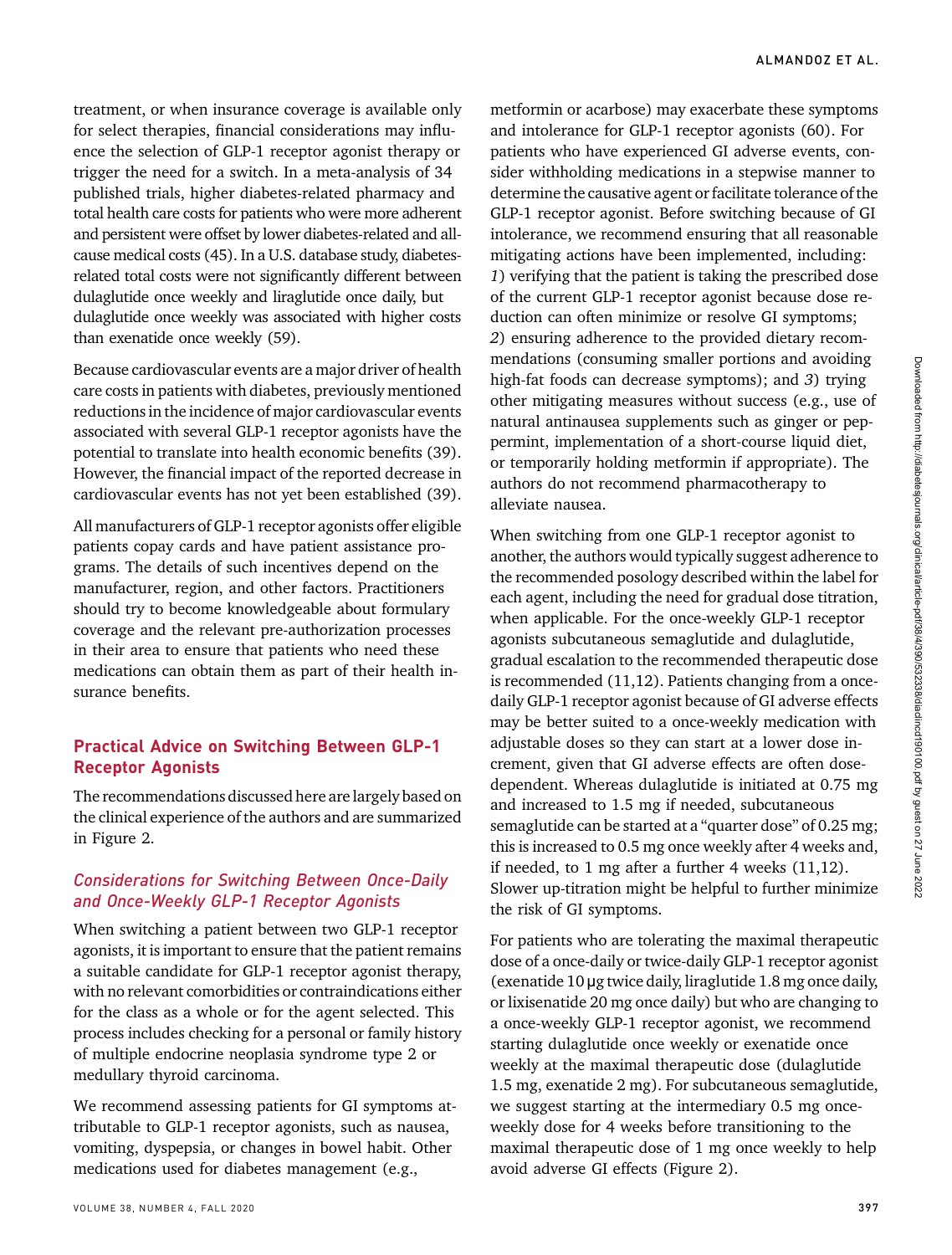treatment, or when insurance coverage is available only for select therapies, financial considerations may influence the selection of GLP-1 receptor agonist therapy or trigger the need for a switch. In a meta-analysis of 34 published trials, higher diabetes-related pharmacy and total health care costs for patients who were more adherent and persistent were offset by lower diabetes-related and all-cause medical costs (45). In a U.S. database study, diabetes-related total costs were not significantly different between dulaglutide once weekly and liraglutide once daily, but dulaglutide once weekly was associated with higher costs than exenatide once weekly (59).

Because cardiovascular events are a major driver of health care costs in patients with diabetes, previously mentioned reductions in the incidence of major cardiovascular events associated with several GLP-1 receptor agonists have the potential to translate into health economic benefits (39). However, the financial impact of the reported decrease in cardiovascular events has not yet been established (39).

All manufacturers of GLP-1 receptor agonists offer eligible patients copay cards and have patient assistance programs. The details of such incentives depend on the manufacturer, region, and other factors. Practitioners should try to become knowledgeable about formulary coverage and the relevant pre-authorization processes in their area to ensure that patients who need these medications can obtain them as part of their health insurance benefits.

## Practical Advice on Switching Between GLP-1 Receptor Agonists

The recommendations discussed here are largely based on the clinical experience of the authors and are summarized in Figure 2.

### *Considerations for Switching Between Once-Daily and Once-Weekly GLP-1 Receptor Agonists*

When switching a patient between two GLP-1 receptor agonists, it is important to ensure that the patient remains a suitable candidate for GLP-1 receptor agonist therapy, with no relevant comorbidities or contraindications either for the class as a whole or for the agent selected. This process includes checking for a personal or family history of multiple endocrine neoplasia syndrome type 2 or medullary thyroid carcinoma.

We recommend assessing patients for GI symptoms attributable to GLP-1 receptor agonists, such as nausea, vomiting, dyspepsia, or changes in bowel habit. Other medications used for diabetes management (e.g., metformin or acarbose) may exacerbate these symptoms and intolerance for GLP-1 receptor agonists (60). For patients who have experienced GI adverse events, consider withholding medications in a stepwise manner to determine the causative agent or facilitate tolerance of the GLP-1 receptor agonist. Before switching because of GI intolerance, we recommend ensuring that all reasonable mitigating actions have been implemented, including: *1*) verifying that the patient is taking the prescribed dose of the current GLP-1 receptor agonist because dose reduction can often minimize or resolve GI symptoms; *2*) ensuring adherence to the provided dietary recommendations (consuming smaller portions and avoiding high-fat foods can decrease symptoms); and *3*) trying other mitigating measures without success (e.g., use of natural antinausea supplements such as ginger or peppermint, implementation of a short-course liquid diet, or temporarily holding metformin if appropriate). The authors do not recommend pharmacotherapy to alleviate nausea.

When switching from one GLP-1 receptor agonist to another, the authors would typically suggest adherence to the recommended posology described within the label for each agent, including the need for gradual dose titration, when applicable. For the once-weekly GLP-1 receptor agonists subcutaneous semaglutide and dulaglutide, gradual escalation to the recommended therapeutic dose is recommended (11,12). Patients changing from a once-daily GLP-1 receptor agonist because of GI adverse effects may be better suited to a once-weekly medication with adjustable doses so they can start at a lower dose increment, given that GI adverse effects are often dose-dependent. Whereas dulaglutide is initiated at 0.75 mg and increased to 1.5 mg if needed, subcutaneous semaglutide can be started at a "quarter dose" of 0.25 mg; this is increased to 0.5 mg once weekly after 4 weeks and, if needed, to 1 mg after a further 4 weeks (11,12). Slower up-titration might be helpful to further minimize the risk of GI symptoms.

For patients who are tolerating the maximal therapeutic dose of a once-daily or twice-daily GLP-1 receptor agonist (exenatide 10 μg twice daily, liraglutide 1.8 mg once daily, or lixisenatide 20 mg once daily) but who are changing to a once-weekly GLP-1 receptor agonist, we recommend starting dulaglutide once weekly or exenatide once weekly at the maximal therapeutic dose (dulaglutide 1.5 mg, exenatide 2 mg). For subcutaneous semaglutide, we suggest starting at the intermediary 0.5 mg once-weekly dose for 4 weeks before transitioning to the maximal therapeutic dose of 1 mg once weekly to help avoid adverse GI effects (Figure 2).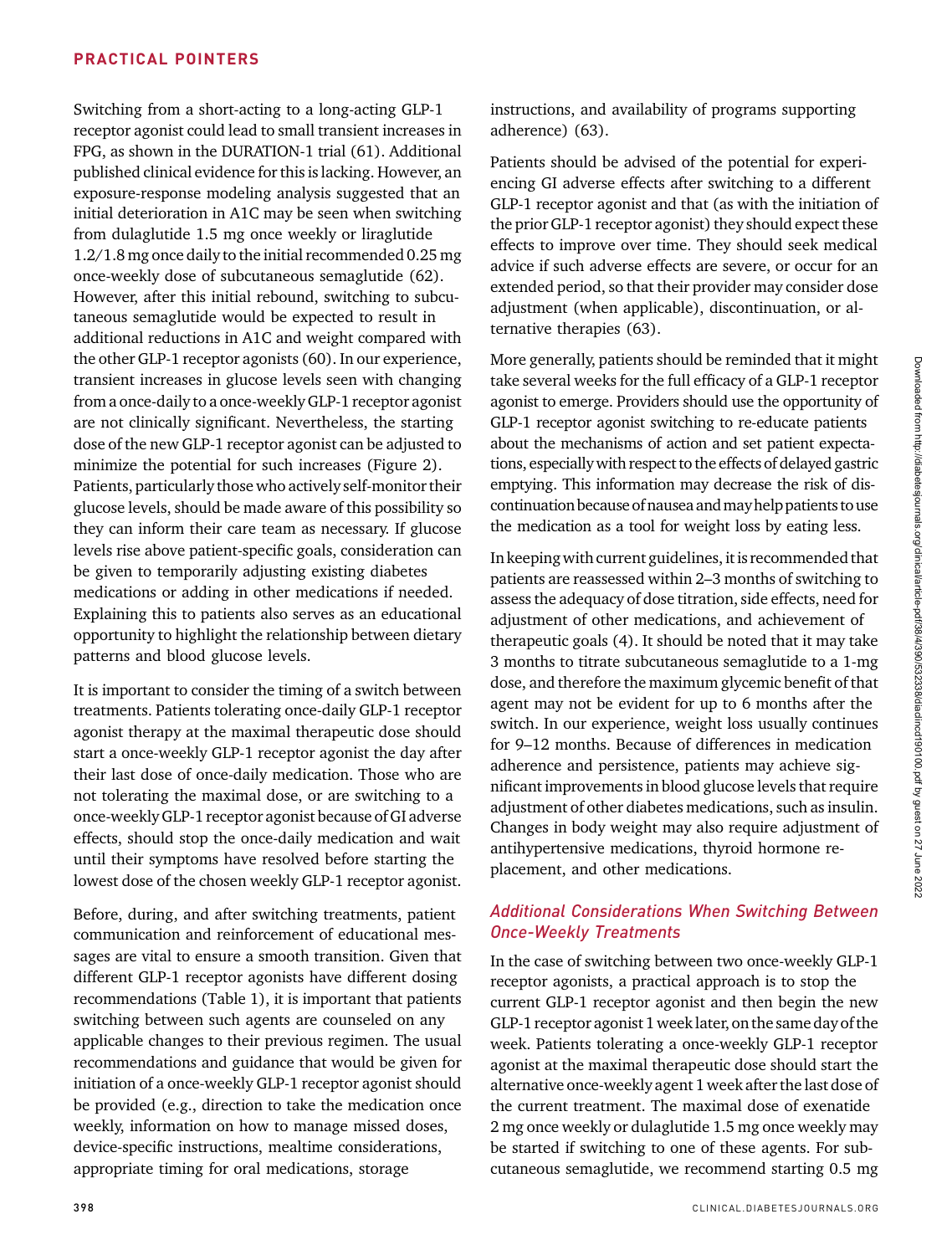Switching from a short-acting to a long-acting GLP-1 receptor agonist could lead to small transient increases in FPG, as shown in the DURATION-1 trial (61). Additional published clinical evidence for this is lacking. However, an exposure-response modeling analysis suggested that an initial deterioration in A1C may be seen when switching from dulaglutide 1.5 mg once weekly or liraglutide 1.2/1.8 mg once daily to the initial recommended 0.25 mg once-weekly dose of subcutaneous semaglutide (62). However, after this initial rebound, switching to subcutaneous semaglutide would be expected to result in additional reductions in A1C and weight compared with the other GLP-1 receptor agonists (60). In our experience, transient increases in glucose levels seen with changing from a once-daily to a once-weekly GLP-1 receptor agonist are not clinically significant. Nevertheless, the starting dose of the new GLP-1 receptor agonist can be adjusted to minimize the potential for such increases (Figure 2). Patients, particularly those who actively self-monitor their glucose levels, should be made aware of this possibility so they can inform their care team as necessary. If glucose levels rise above patient-specific goals, consideration can be given to temporarily adjusting existing diabetes medications or adding in other medications if needed. Explaining this to patients also serves as an educational opportunity to highlight the relationship between dietary patterns and blood glucose levels.

It is important to consider the timing of a switch between treatments. Patients tolerating once-daily GLP-1 receptor agonist therapy at the maximal therapeutic dose should start a once-weekly GLP-1 receptor agonist the day after their last dose of once-daily medication. Those who are not tolerating the maximal dose, or are switching to a once-weekly GLP-1 receptor agonist because of GI adverse effects, should stop the once-daily medication and wait until their symptoms have resolved before starting the lowest dose of the chosen weekly GLP-1 receptor agonist.

Before, during, and after switching treatments, patient communication and reinforcement of educational messages are vital to ensure a smooth transition. Given that different GLP-1 receptor agonists have different dosing recommendations (Table 1), it is important that patients switching between such agents are counseled on any applicable changes to their previous regimen. The usual recommendations and guidance that would be given for initiation of a once-weekly GLP-1 receptor agonist should be provided (e.g., direction to take the medication once weekly, information on how to manage missed doses, device-specific instructions, mealtime considerations, appropriate timing for oral medications, storage instructions, and availability of programs supporting adherence) (63).

Patients should be advised of the potential for experiencing GI adverse effects after switching to a different GLP-1 receptor agonist and that (as with the initiation of the prior GLP-1 receptor agonist) they should expect these effects to improve over time. They should seek medical advice if such adverse effects are severe, or occur for an extended period, so that their provider may consider dose adjustment (when applicable), discontinuation, or alternative therapies (63).

More generally, patients should be reminded that it might take several weeks for the full efficacy of a GLP-1 receptor agonist to emerge. Providers should use the opportunity of GLP-1 receptor agonist switching to re-educate patients about the mechanisms of action and set patient expectations, especially with respect to the effects of delayed gastric emptying. This information may decrease the risk of discontinuation because of nausea and may help patients to use the medication as a tool for weight loss by eating less.

In keeping with current guidelines, it is recommended that patients are reassessed within 2–3 months of switching to assess the adequacy of dose titration, side effects, need for adjustment of other medications, and achievement of therapeutic goals (4). It should be noted that it may take 3 months to titrate subcutaneous semaglutide to a 1-mg dose, and therefore the maximum glycemic benefit of that agent may not be evident for up to 6 months after the switch. In our experience, weight loss usually continues for 9–12 months. Because of differences in medication adherence and persistence, patients may achieve significant improvements in blood glucose levels that require adjustment of other diabetes medications, such as insulin. Changes in body weight may also require adjustment of antihypertensive medications, thyroid hormone replacement, and other medications.

### *Additional Considerations When Switching Between Once-Weekly Treatments*

In the case of switching between two once-weekly GLP-1 receptor agonists, a practical approach is to stop the current GLP-1 receptor agonist and then begin the new GLP-1 receptor agonist 1 week later, on the same day of the week. Patients tolerating a once-weekly GLP-1 receptor agonist at the maximal therapeutic dose should start the alternative once-weekly agent 1 week after the last dose of the current treatment. The maximal dose of exenatide 2 mg once weekly or dulaglutide 1.5 mg once weekly may be started if switching to one of these agents. For subcutaneous semaglutide, we recommend starting 0.5 mg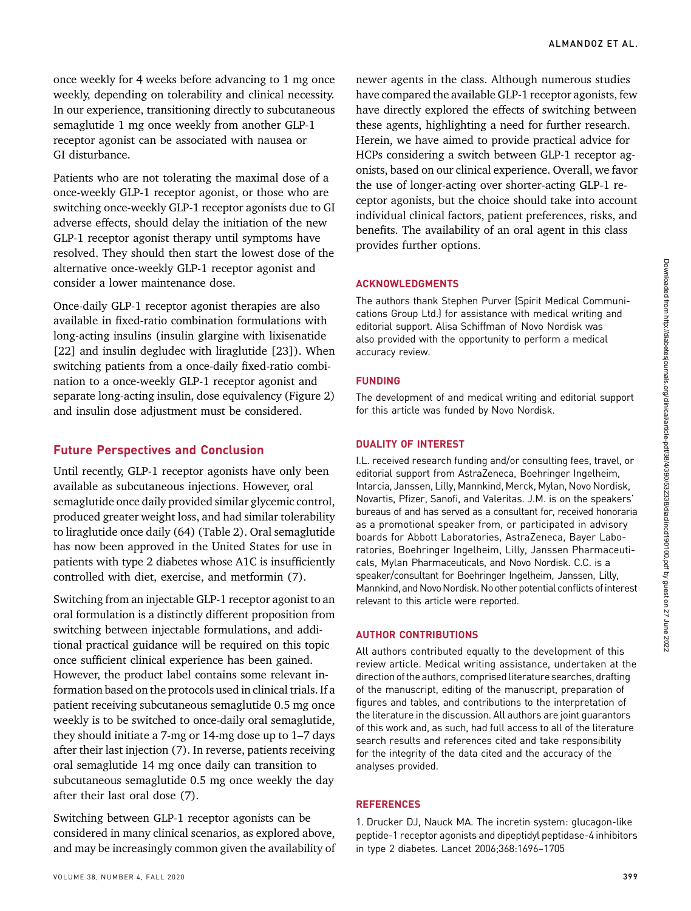once weekly for 4 weeks before advancing to 1 mg once weekly, depending on tolerability and clinical necessity. In our experience, transitioning directly to subcutaneous semaglutide 1 mg once weekly from another GLP-1 receptor agonist can be associated with nausea or GI disturbance.

Patients who are not tolerating the maximal dose of a once-weekly GLP-1 receptor agonist, or those who are switching once-weekly GLP-1 receptor agonists due to GI adverse effects, should delay the initiation of the new GLP-1 receptor agonist therapy until symptoms have resolved. They should then start the lowest dose of the alternative once-weekly GLP-1 receptor agonist and consider a lower maintenance dose.

Once-daily GLP-1 receptor agonist therapies are also available in fixed-ratio combination formulations with long-acting insulins (insulin glargine with lixisenatide [22] and insulin degludec with liraglutide [23]). When switching patients from a once-daily fixed-ratio combination to a once-weekly GLP-1 receptor agonist and separate long-acting insulin, dose equivalency (Figure 2) and insulin dose adjustment must be considered.

## Future Perspectives and Conclusion

Until recently, GLP-1 receptor agonists have only been available as subcutaneous injections. However, oral semaglutide once daily provided similar glycemic control, produced greater weight loss, and had similar tolerability to liraglutide once daily (64) (Table 2). Oral semaglutide has now been approved in the United States for use in patients with type 2 diabetes whose A1C is insufficiently controlled with diet, exercise, and metformin (7).

Switching from an injectable GLP-1 receptor agonist to an oral formulation is a distinctly different proposition from switching between injectable formulations, and additional practical guidance will be required on this topic once sufficient clinical experience has been gained. However, the product label contains some relevant information based on the protocols used in clinical trials. If a patient receiving subcutaneous semaglutide 0.5 mg once weekly is to be switched to once-daily oral semaglutide, they should initiate a 7-mg or 14-mg dose up to 1–7 days after their last injection (7). In reverse, patients receiving oral semaglutide 14 mg once daily can transition to subcutaneous semaglutide 0.5 mg once weekly the day after their last oral dose (7).

Switching between GLP-1 receptor agonists can be considered in many clinical scenarios, as explored above, and may be increasingly common given the availability of newer agents in the class. Although numerous studies have compared the available GLP-1 receptor agonists, few have directly explored the effects of switching between these agents, highlighting a need for further research. Herein, we have aimed to provide practical advice for HCPs considering a switch between GLP-1 receptor agonists, based on our clinical experience. Overall, we favor the use of longer-acting over shorter-acting GLP-1 receptor agonists, but the choice should take into account individual clinical factors, patient preferences, risks, and benefits. The availability of an oral agent in this class provides further options.

### ACKNOWLEDGMENTS

The authors thank Stephen Purver (Spirit Medical Communications Group Ltd.) for assistance with medical writing and editorial support. Alisa Schiffman of Novo Nordisk was also provided with the opportunity to perform a medical accuracy review.

### FUNDING

The development of and medical writing and editorial support for this article was funded by Novo Nordisk.

### DUALITY OF INTEREST

I.L. received research funding and/or consulting fees, travel, or editorial support from AstraZeneca, Boehringer Ingelheim, Intarcia, Janssen, Lilly, Mannkind, Merck, Mylan, Novo Nordisk, Novartis, Pfizer, Sanofi, and Valeritas. J.M. is on the speakers' bureaus of and has served as a consultant for, received honoraria as a promotional speaker from, or participated in advisory boards for Abbott Laboratories, AstraZeneca, Bayer Laboratories, Boehringer Ingelheim, Lilly, Janssen Pharmaceuticals, Mylan Pharmaceuticals, and Novo Nordisk. C.C. is a speaker/consultant for Boehringer Ingelheim, Janssen, Lilly, Mannkind, and Novo Nordisk. No other potential conflicts of interest relevant to this article were reported.

### AUTHOR CONTRIBUTIONS

All authors contributed equally to the development of this review article. Medical writing assistance, undertaken at the direction of the authors, comprised literature searches, drafting of the manuscript, editing of the manuscript, preparation of figures and tables, and contributions to the interpretation of the literature in the discussion. All authors are joint guarantors of this work and, as such, had full access to all of the literature search results and references cited and take responsibility for the integrity of the data cited and the accuracy of the analyses provided.

### REFERENCES

1. Drucker DJ, Nauck MA. The incretin system: glucagon-like peptide-1 receptor agonists and dipeptidyl peptidase-4 inhibitors in type 2 diabetes. Lancet 2006;368:1696–1705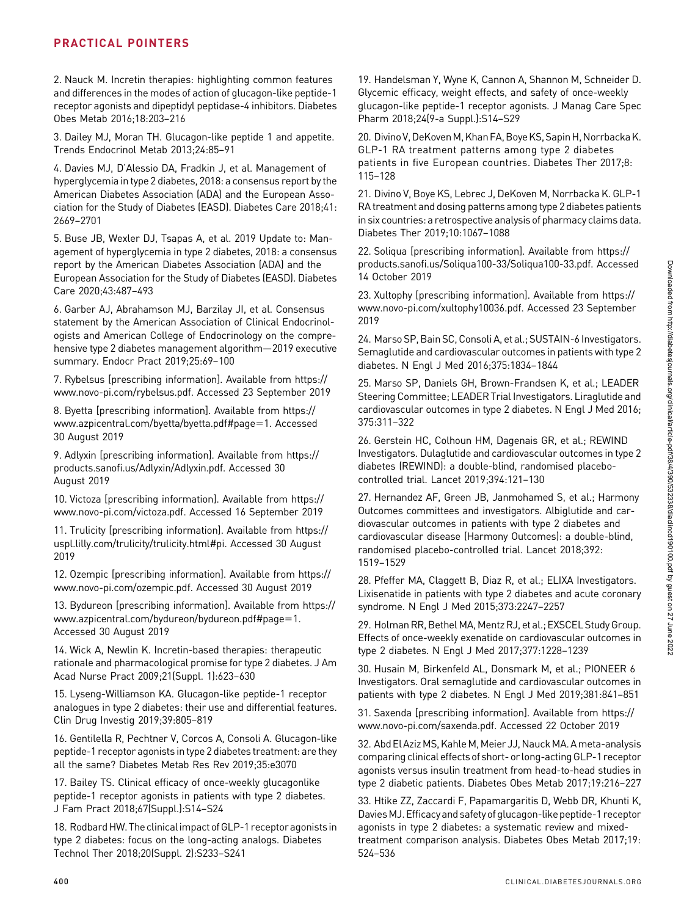2. Nauck M. Incretin therapies: highlighting common features and differences in the modes of action of glucagon-like peptide-1 receptor agonists and dipeptidyl peptidase-4 inhibitors. Diabetes Obes Metab 2016;18:203–216

3. Dailey MJ, Moran TH. Glucagon-like peptide 1 and appetite. Trends Endocrinol Metab 2013;24:85–91

4. Davies MJ, D'Alessio DA, Fradkin J, et al. Management of hyperglycemia in type 2 diabetes, 2018: a consensus report by the American Diabetes Association (ADA) and the European Association for the Study of Diabetes (EASD). Diabetes Care 2018;41: 2669–2701

5. Buse JB, Wexler DJ, Tsapas A, et al. 2019 Update to: Management of hyperglycemia in type 2 diabetes, 2018: a consensus report by the American Diabetes Association (ADA) and the European Association for the Study of Diabetes (EASD). Diabetes Care 2020;43:487–493

6. Garber AJ, Abrahamson MJ, Barzilay JI, et al. Consensus statement by the American Association of Clinical Endocrinologists and American College of Endocrinology on the comprehensive type 2 diabetes management algorithm—2019 executive summary. Endocr Pract 2019;25:69–100

7. Rybelsus [prescribing information]. Available from https://www.novo-pi.com/rybelsus.pdf. Accessed 23 September 2019

8. Byetta [prescribing information]. Available from https://www.azpicentral.com/byetta/byetta.pdf#page=1. Accessed 30 August 2019

9. Adlyxin [prescribing information]. Available from https://products.sanofi.us/Adlyxin/Adlyxin.pdf. Accessed 30 August 2019

10. Victoza [prescribing information]. Available from https://www.novo-pi.com/victoza.pdf. Accessed 16 September 2019

11. Trulicity [prescribing information]. Available from https://uspl.lilly.com/trulicity/trulicity.html#pi. Accessed 30 August 2019

12. Ozempic [prescribing information]. Available from https://www.novo-pi.com/ozempic.pdf. Accessed 30 August 2019

13. Bydureon [prescribing information]. Available from https://www.azpicentral.com/bydureon/bydureon.pdf#page=1. Accessed 30 August 2019

14. Wick A, Newlin K. Incretin-based therapies: therapeutic rationale and pharmacological promise for type 2 diabetes. J Am Acad Nurse Pract 2009;21(Suppl. 1):623–630

15. Lyseng-Williamson KA. Glucagon-like peptide-1 receptor analogues in type 2 diabetes: their use and differential features. Clin Drug Investig 2019;39:805–819

16. Gentilella R, Pechtner V, Corcos A, Consoli A. Glucagon-like peptide-1 receptor agonists in type 2 diabetes treatment: are they all the same? Diabetes Metab Res Rev 2019;35:e3070

17. Bailey TS. Clinical efficacy of once-weekly glucagonlike peptide-1 receptor agonists in patients with type 2 diabetes. J Fam Pract 2018;67(Suppl.):S14–S24

18. Rodbard HW. The clinical impact of GLP-1 receptor agonists in type 2 diabetes: focus on the long-acting analogs. Diabetes Technol Ther 2018;20(Suppl. 2):S233–S241

19. Handelsman Y, Wyne K, Cannon A, Shannon M, Schneider D. Glycemic efficacy, weight effects, and safety of once-weekly glucagon-like peptide-1 receptor agonists. J Manag Care Spec Pharm 2018;24(9-a Suppl.):S14–S29

20. Divino V, DeKoven M, Khan FA, Boye KS, Sapin H, Norrbacka K. GLP-1 RA treatment patterns among type 2 diabetes patients in five European countries. Diabetes Ther 2017;8: 115–128

21. Divino V, Boye KS, Lebrec J, DeKoven M, Norrbacka K. GLP-1 RA treatment and dosing patterns among type 2 diabetes patients in six countries: a retrospective analysis of pharmacy claims data. Diabetes Ther 2019;10:1067–1088

22. Soliqua [prescribing information]. Available from https://products.sanofi.us/Soliqua100-33/Soliqua100-33.pdf. Accessed 14 October 2019

23. Xultophy [prescribing information]. Available from https://www.novo-pi.com/xultophy10036.pdf. Accessed 23 September 2019

24. Marso SP, Bain SC, Consoli A, et al.; SUSTAIN-6 Investigators. Semaglutide and cardiovascular outcomes in patients with type 2 diabetes. N Engl J Med 2016;375:1834–1844

25. Marso SP, Daniels GH, Brown-Frandsen K, et al.; LEADER Steering Committee; LEADER Trial Investigators. Liraglutide and cardiovascular outcomes in type 2 diabetes. N Engl J Med 2016; 375:311–322

26. Gerstein HC, Colhoun HM, Dagenais GR, et al.; REWIND Investigators. Dulaglutide and cardiovascular outcomes in type 2 diabetes (REWIND): a double-blind, randomised placebo-controlled trial. Lancet 2019;394:121–130

27. Hernandez AF, Green JB, Janmohamed S, et al.; Harmony Outcomes committees and investigators. Albiglutide and cardiovascular outcomes in patients with type 2 diabetes and cardiovascular disease (Harmony Outcomes): a double-blind, randomised placebo-controlled trial. Lancet 2018;392: 1519–1529

28. Pfeffer MA, Claggett B, Diaz R, et al.; ELIXA Investigators. Lixisenatide in patients with type 2 diabetes and acute coronary syndrome. N Engl J Med 2015;373:2247–2257

29. Holman RR, Bethel MA, Mentz RJ, et al.; EXSCEL Study Group. Effects of once-weekly exenatide on cardiovascular outcomes in type 2 diabetes. N Engl J Med 2017;377:1228–1239

30. Husain M, Birkenfeld AL, Donsmark M, et al.; PIONEER 6 Investigators. Oral semaglutide and cardiovascular outcomes in patients with type 2 diabetes. N Engl J Med 2019;381:841–851

31. Saxenda [prescribing information]. Available from https://www.novo-pi.com/saxenda.pdf. Accessed 22 October 2019

32. Abd El Aziz MS, Kahle M, Meier JJ, Nauck MA. A meta-analysis comparing clinical effects of short- or long-acting GLP-1 receptor agonists versus insulin treatment from head-to-head studies in type 2 diabetic patients. Diabetes Obes Metab 2017;19:216–227

33. Htike ZZ, Zaccardi F, Papamargaritis D, Webb DR, Khunti K, Davies MJ. Efficacy and safety of glucagon-like peptide-1 receptor agonists in type 2 diabetes: a systematic review and mixed-treatment comparison analysis. Diabetes Obes Metab 2017;19: 524–536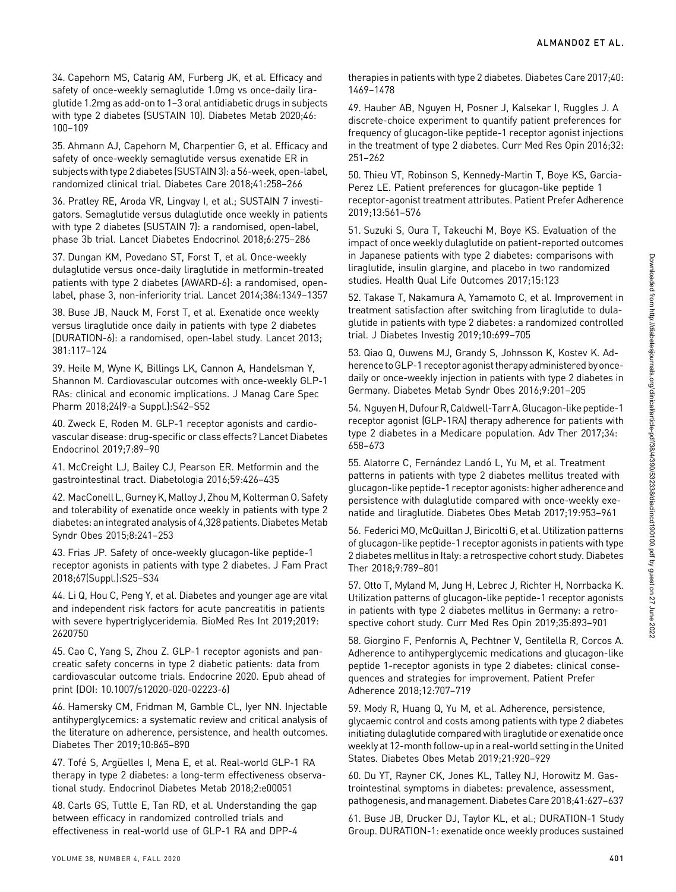34. Capehorn MS, Catarig AM, Furberg JK, et al. Efficacy and safety of once-weekly semaglutide 1.0mg vs once-daily liraglutide 1.2mg as add-on to 1–3 oral antidiabetic drugs in subjects with type 2 diabetes (SUSTAIN 10). Diabetes Metab 2020;46:100–109

35. Ahmann AJ, Capehorn M, Charpentier G, et al. Efficacy and safety of once-weekly semaglutide versus exenatide ER in subjects with type 2 diabetes (SUSTAIN 3): a 56-week, open-label, randomized clinical trial. Diabetes Care 2018;41:258–266

36. Pratley RE, Aroda VR, Lingvay I, et al.; SUSTAIN 7 investigators. Semaglutide versus dulaglutide once weekly in patients with type 2 diabetes (SUSTAIN 7): a randomised, open-label, phase 3b trial. Lancet Diabetes Endocrinol 2018;6:275–286

37. Dungan KM, Povedano ST, Forst T, et al. Once-weekly dulaglutide versus once-daily liraglutide in metformin-treated patients with type 2 diabetes (AWARD-6): a randomised, open-label, phase 3, non-inferiority trial. Lancet 2014;384:1349–1357

38. Buse JB, Nauck M, Forst T, et al. Exenatide once weekly versus liraglutide once daily in patients with type 2 diabetes (DURATION-6): a randomised, open-label study. Lancet 2013;381:117–124

39. Heile M, Wyne K, Billings LK, Cannon A, Handelsman Y, Shannon M. Cardiovascular outcomes with once-weekly GLP-1 RAs: clinical and economic implications. J Manag Care Spec Pharm 2018;24(9-a Suppl.):S42–S52

40. Zweck E, Roden M. GLP-1 receptor agonists and cardiovascular disease: drug-specific or class effects? Lancet Diabetes Endocrinol 2019;7:89–90

41. McCreight LJ, Bailey CJ, Pearson ER. Metformin and the gastrointestinal tract. Diabetologia 2016;59:426–435

42. MacConell L, Gurney K, Malloy J, Zhou M, Kolterman O. Safety and tolerability of exenatide once weekly in patients with type 2 diabetes: an integrated analysis of 4,328 patients. Diabetes Metab Syndr Obes 2015;8:241–253

43. Frias JP. Safety of once-weekly glucagon-like peptide-1 receptor agonists in patients with type 2 diabetes. J Fam Pract 2018;67(Suppl.):S25–S34

44. Li Q, Hou C, Peng Y, et al. Diabetes and younger age are vital and independent risk factors for acute pancreatitis in patients with severe hypertriglyceridemia. BioMed Res Int 2019;2019:2620750

45. Cao C, Yang S, Zhou Z. GLP-1 receptor agonists and pancreatic safety concerns in type 2 diabetic patients: data from cardiovascular outcome trials. Endocrine 2020. Epub ahead of print (DOI: 10.1007/s12020-020-02223-6)

46. Hamersky CM, Fridman M, Gamble CL, Iyer NN. Injectable antihyperglycemics: a systematic review and critical analysis of the literature on adherence, persistence, and health outcomes. Diabetes Ther 2019;10:865–890

47. Tofé S, Argüelles I, Mena E, et al. Real-world GLP-1 RA therapy in type 2 diabetes: a long-term effectiveness observational study. Endocrinol Diabetes Metab 2018;2:e00051

48. Carls GS, Tuttle E, Tan RD, et al. Understanding the gap between efficacy in randomized controlled trials and effectiveness in real-world use of GLP-1 RA and DPP-4 therapies in patients with type 2 diabetes. Diabetes Care 2017;40:1469–1478

49. Hauber AB, Nguyen H, Posner J, Kalsekar I, Ruggles J. A discrete-choice experiment to quantify patient preferences for frequency of glucagon-like peptide-1 receptor agonist injections in the treatment of type 2 diabetes. Curr Med Res Opin 2016;32:251–262

50. Thieu VT, Robinson S, Kennedy-Martin T, Boye KS, Garcia-Perez LE. Patient preferences for glucagon-like peptide 1 receptor-agonist treatment attributes. Patient Prefer Adherence 2019;13:561–576

51. Suzuki S, Oura T, Takeuchi M, Boye KS. Evaluation of the impact of once weekly dulaglutide on patient-reported outcomes in Japanese patients with type 2 diabetes: comparisons with liraglutide, insulin glargine, and placebo in two randomized studies. Health Qual Life Outcomes 2017;15:123

52. Takase T, Nakamura A, Yamamoto C, et al. Improvement in treatment satisfaction after switching from liraglutide to dulaglutide in patients with type 2 diabetes: a randomized controlled trial. J Diabetes Investig 2019;10:699–705

53. Qiao Q, Ouwens MJ, Grandy S, Johnsson K, Kostev K. Adherence to GLP-1 receptor agonist therapy administered by once-daily or once-weekly injection in patients with type 2 diabetes in Germany. Diabetes Metab Syndr Obes 2016;9:201–205

54. Nguyen H, Dufour R, Caldwell-Tarr A. Glucagon-like peptide-1 receptor agonist (GLP-1RA) therapy adherence for patients with type 2 diabetes in a Medicare population. Adv Ther 2017;34:658–673

55. Alatorre C, Fernández Landó L, Yu M, et al. Treatment patterns in patients with type 2 diabetes mellitus treated with glucagon-like peptide-1 receptor agonists: higher adherence and persistence with dulaglutide compared with once-weekly exenatide and liraglutide. Diabetes Obes Metab 2017;19:953–961

56. Federici MO, McQuillan J, Biricolti G, et al. Utilization patterns of glucagon-like peptide-1 receptor agonists in patients with type 2 diabetes mellitus in Italy: a retrospective cohort study. Diabetes Ther 2018;9:789–801

57. Otto T, Myland M, Jung H, Lebrec J, Richter H, Norrbacka K. Utilization patterns of glucagon-like peptide-1 receptor agonists in patients with type 2 diabetes mellitus in Germany: a retrospective cohort study. Curr Med Res Opin 2019;35:893–901

58. Giorgino F, Penfornis A, Pechtner V, Gentilella R, Corcos A. Adherence to antihyperglycemic medications and glucagon-like peptide 1-receptor agonists in type 2 diabetes: clinical consequences and strategies for improvement. Patient Prefer Adherence 2018;12:707–719

59. Mody R, Huang Q, Yu M, et al. Adherence, persistence, glycaemic control and costs among patients with type 2 diabetes initiating dulaglutide compared with liraglutide or exenatide once weekly at 12-month follow-up in a real-world setting in the United States. Diabetes Obes Metab 2019;21:920–929

60. Du YT, Rayner CK, Jones KL, Talley NJ, Horowitz M. Gastrointestinal symptoms in diabetes: prevalence, assessment, pathogenesis, and management. Diabetes Care 2018;41:627–637

61. Buse JB, Drucker DJ, Taylor KL, et al.; DURATION-1 Study Group. DURATION-1: exenatide once weekly produces sustained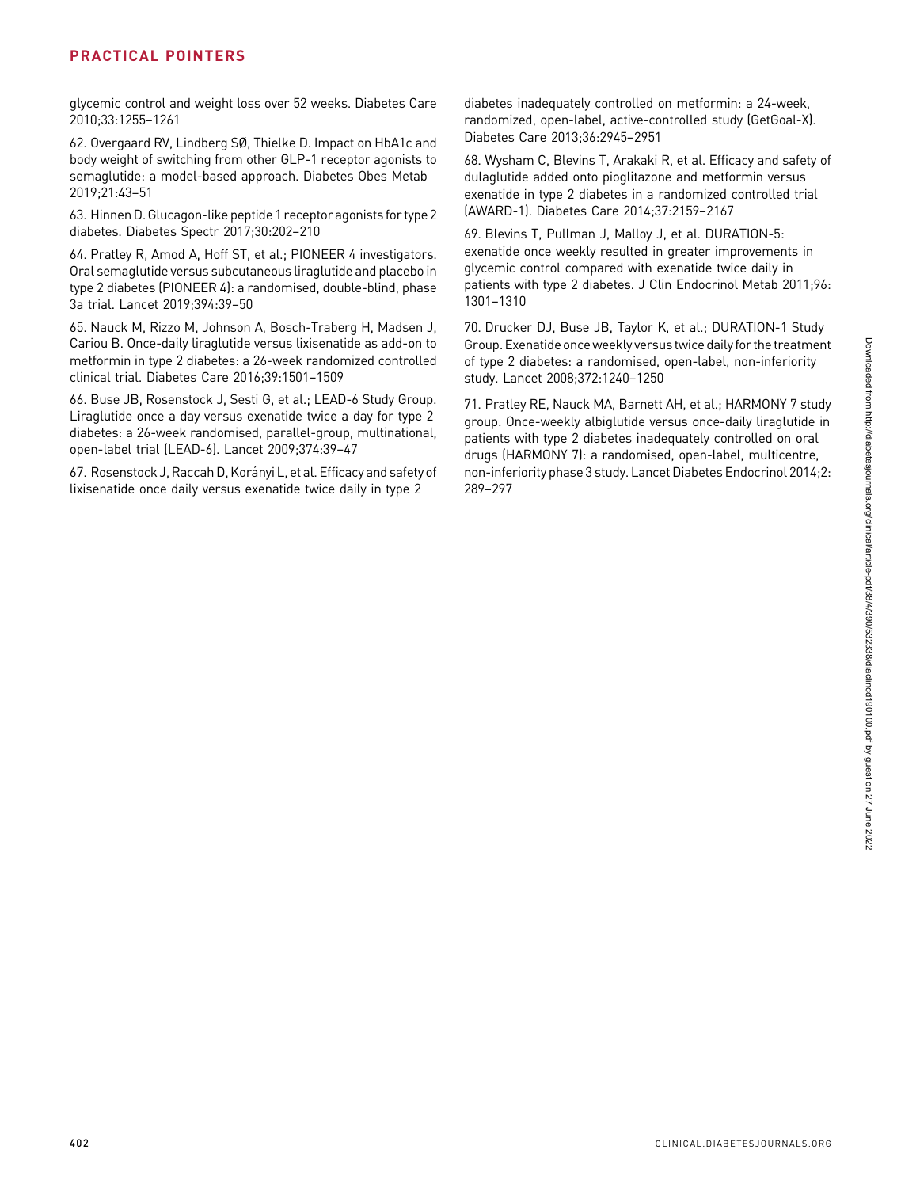glycemic control and weight loss over 52 weeks. Diabetes Care 2010;33:1255–1261

62. Overgaard RV, Lindberg SØ, Thielke D. Impact on HbA1c and body weight of switching from other GLP-1 receptor agonists to semaglutide: a model-based approach. Diabetes Obes Metab 2019;21:43–51

63. Hinnen D. Glucagon-like peptide 1 receptor agonists for type 2 diabetes. Diabetes Spectr 2017;30:202–210

64. Pratley R, Amod A, Hoff ST, et al.; PIONEER 4 investigators. Oral semaglutide versus subcutaneous liraglutide and placebo in type 2 diabetes (PIONEER 4): a randomised, double-blind, phase 3a trial. Lancet 2019;394:39–50

65. Nauck M, Rizzo M, Johnson A, Bosch-Traberg H, Madsen J, Cariou B. Once-daily liraglutide versus lixisenatide as add-on to metformin in type 2 diabetes: a 26-week randomized controlled clinical trial. Diabetes Care 2016;39:1501–1509

66. Buse JB, Rosenstock J, Sesti G, et al.; LEAD-6 Study Group. Liraglutide once a day versus exenatide twice a day for type 2 diabetes: a 26-week randomised, parallel-group, multinational, open-label trial (LEAD-6). Lancet 2009;374:39–47

67. Rosenstock J, Raccah D, Korányi L, et al. Efficacy and safety of lixisenatide once daily versus exenatide twice daily in type 2 diabetes inadequately controlled on metformin: a 24-week, randomized, open-label, active-controlled study (GetGoal-X). Diabetes Care 2013;36:2945–2951

68. Wysham C, Blevins T, Arakaki R, et al. Efficacy and safety of dulaglutide added onto pioglitazone and metformin versus exenatide in type 2 diabetes in a randomized controlled trial (AWARD-1). Diabetes Care 2014;37:2159–2167

69. Blevins T, Pullman J, Malloy J, et al. DURATION-5: exenatide once weekly resulted in greater improvements in glycemic control compared with exenatide twice daily in patients with type 2 diabetes. J Clin Endocrinol Metab 2011;96: 1301–1310

70. Drucker DJ, Buse JB, Taylor K, et al.; DURATION-1 Study Group. Exenatide once weekly versus twice daily for the treatment of type 2 diabetes: a randomised, open-label, non-inferiority study. Lancet 2008;372:1240–1250

71. Pratley RE, Nauck MA, Barnett AH, et al.; HARMONY 7 study group. Once-weekly albiglutide versus once-daily liraglutide in patients with type 2 diabetes inadequately controlled on oral drugs (HARMONY 7): a randomised, open-label, multicentre, non-inferiority phase 3 study. Lancet Diabetes Endocrinol 2014;2: 289–297